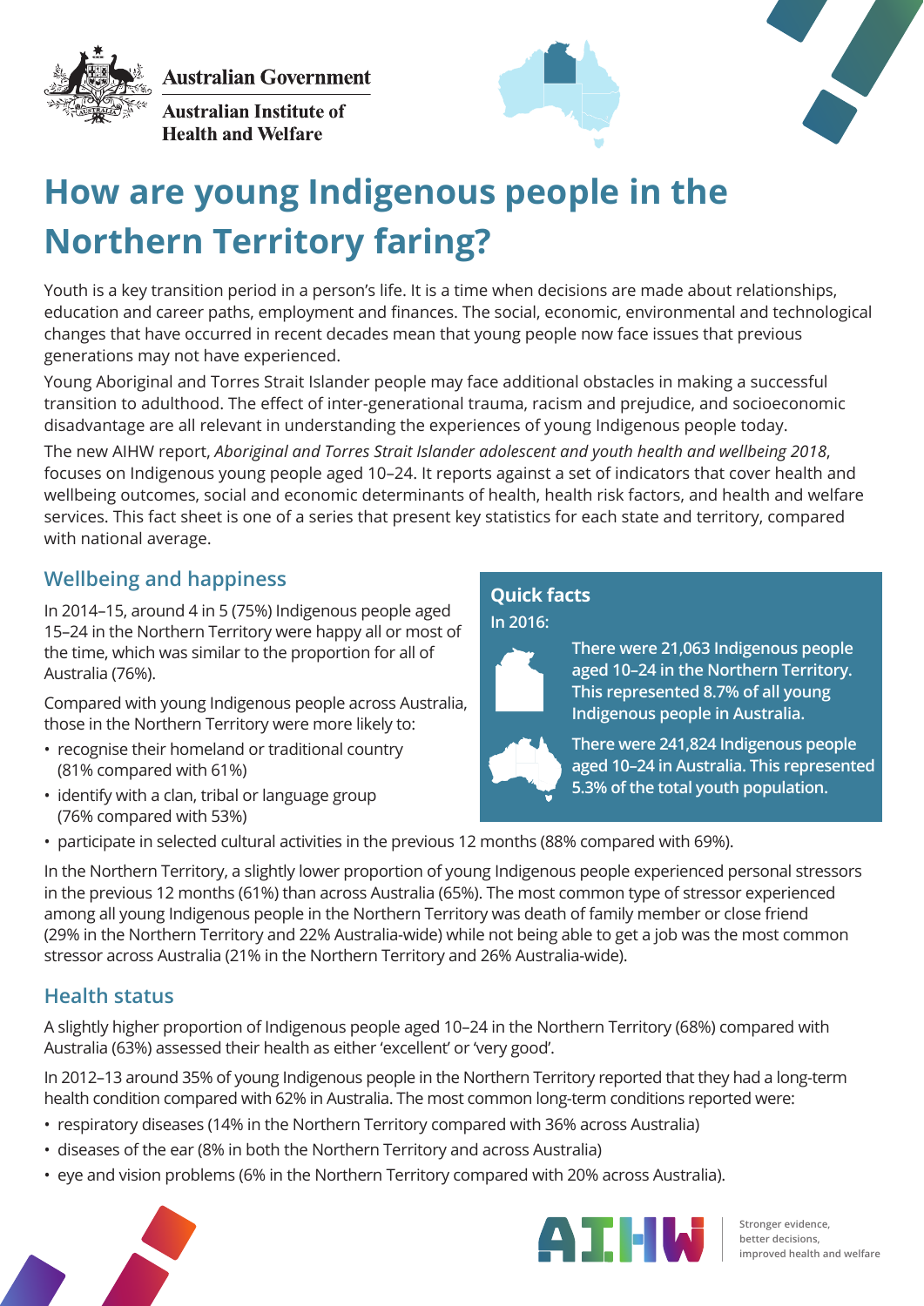Australian Government

Australian Institute of Health and Welfare

# How are young Indigenous people in the Northern Territory faring?

Youth is a key transition period in a person's life. It is a time when decisions are made about relationships, education and career paths, employment and finances. The social, economic, environmental and technological changes that have occurred in recent decades mean that young people now face issues that previous generations may not have experienced.

Young Aboriginal and Torres Strait Islander people may face additional obstacles in making a successful transition to adulthood. The effect of inter-generational trauma, racism and prejudice, and socioeconomic disadvantage are all relevant in understanding the experiences of young Indigenous people today.

The new AIHW report, *Aboriginal and Torres Strait Islander adolescent and youth health and wellbeing 2018*, focuses on Indigenous young people aged 10–24. It reports against a set of indicators that cover health and wellbeing outcomes, social and economic determinants of health, health risk factors, and health and welfare services. This fact sheet is one of a series that present key statistics for each state and territory, compared with national average.

## Quick facts

In 2016:

- There were 21,063 Indigenous people aged 10–24 in the Northern Territory. This represented 8.7% of all young Indigenous people in Australia.
- There were 241,824 Indigenous people aged 10–24 in Australia. This represented 5.3% of the total youth population.

## Wellbeing and happiness

In 2014–15, around 4 in 5 (75%) Indigenous people aged 15–24 in the Northern Territory were happy all or most of the time, which was similar to the proportion for all of Australia (76%).

Compared with young Indigenous people across Australia, those in the Northern Territory were more likely to:

- recognise their homeland or traditional country (81% compared with 61%)
- identify with a clan, tribal or language group (76% compared with 53%)
- participate in selected cultural activities in the previous 12 months (88% compared with 69%).

In the Northern Territory, a slightly lower proportion of young Indigenous people experienced personal stressors in the previous 12 months (61%) than across Australia (65%). The most common type of stressor experienced among all young Indigenous people in the Northern Territory was death of family member or close friend (29% in the Northern Territory and 22% Australia-wide) while not being able to get a job was the most common stressor across Australia (21% in the Northern Territory and 26% Australia-wide).

## Health status

A slightly higher proportion of Indigenous people aged 10–24 in the Northern Territory (68%) compared with Australia (63%) assessed their health as either 'excellent' or 'very good'.

In 2012–13 around 35% of young Indigenous people in the Northern Territory reported that they had a long-term health condition compared with 62% in Australia. The most common long-term conditions reported were:

- respiratory diseases (14% in the Northern Territory compared with 36% across Australia)
- diseases of the ear (8% in both the Northern Territory and across Australia)
- eye and vision problems (6% in the Northern Territory compared with 20% across Australia).

AIHW — Stronger evidence, better decisions, improved health and welfare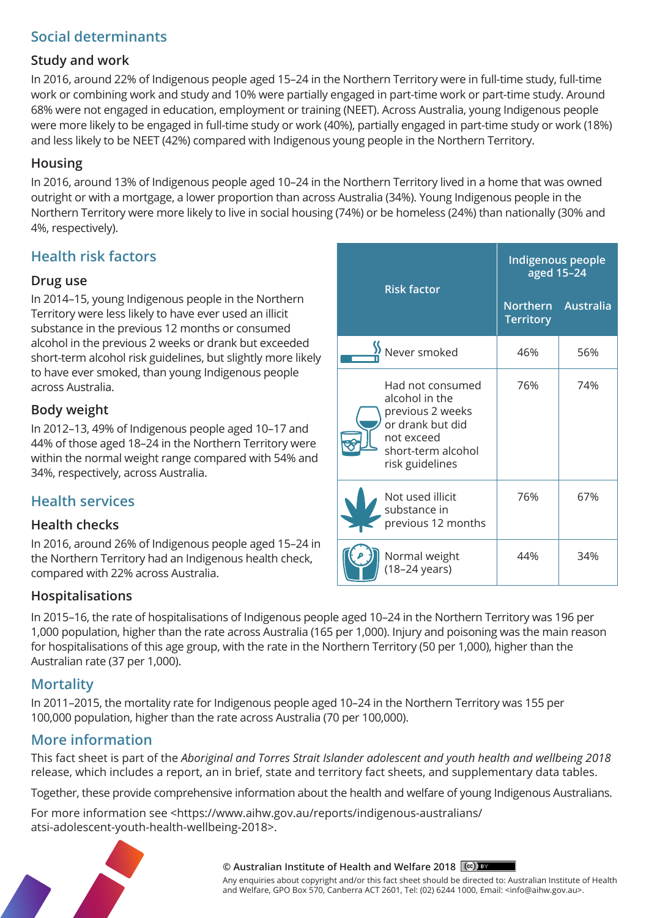## Social determinants

### Study and work

In 2016, around 22% of Indigenous people aged 15–24 in the Northern Territory were in full-time study, full-time work or combining work and study and 10% were partially engaged in part-time work or part-time study. Around 68% were not engaged in education, employment or training (NEET). Across Australia, young Indigenous people were more likely to be engaged in full-time study or work (40%), partially engaged in part-time study or work (18%) and less likely to be NEET (42%) compared with Indigenous young people in the Northern Territory.

### Housing

In 2016, around 13% of Indigenous people aged 10–24 in the Northern Territory lived in a home that was owned outright or with a mortgage, a lower proportion than across Australia (34%). Young Indigenous people in the Northern Territory were more likely to live in social housing (74%) or be homeless (24%) than nationally (30% and 4%, respectively).

## Health risk factors

### Drug use

In 2014–15, young Indigenous people in the Northern Territory were less likely to have ever used an illicit substance in the previous 12 months or consumed alcohol in the previous 2 weeks or drank but exceeded short-term alcohol risk guidelines, but slightly more likely to have ever smoked, than young Indigenous people across Australia.

### Body weight

In 2012–13, 49% of Indigenous people aged 10–17 and 44% of those aged 18–24 in the Northern Territory were within the normal weight range compared with 54% and 34%, respectively, across Australia.

| Risk factor | Indigenous people aged 15–24 | |
|---|---|---|
| | Northern Territory | Australia |
| Never smoked | 46% | 56% |
| Had not consumed alcohol in the previous 2 weeks or drank but did not exceed short-term alcohol risk guidelines | 76% | 74% |
| Not used illicit substance in previous 12 months | 76% | 67% |
| Normal weight (18–24 years) | 44% | 34% |

## Health services

### Health checks

In 2016, around 26% of Indigenous people aged 15–24 in the Northern Territory had an Indigenous health check, compared with 22% across Australia.

### Hospitalisations

In 2015–16, the rate of hospitalisations of Indigenous people aged 10–24 in the Northern Territory was 196 per 1,000 population, higher than the rate across Australia (165 per 1,000). Injury and poisoning was the main reason for hospitalisations of this age group, with the rate in the Northern Territory (50 per 1,000), higher than the Australian rate (37 per 1,000).

## Mortality

In 2011–2015, the mortality rate for Indigenous people aged 10–24 in the Northern Territory was 155 per 100,000 population, higher than the rate across Australia (70 per 100,000).

## More information

This fact sheet is part of the *Aboriginal and Torres Strait Islander adolescent and youth health and wellbeing 2018* release, which includes a report, an in brief, state and territory fact sheets, and supplementary data tables.

Together, these provide comprehensive information about the health and welfare of young Indigenous Australians.

For more information see <https://www.aihw.gov.au/reports/indigenous-australians/atsi-adolescent-youth-health-wellbeing-2018>.

**© Australian Institute of Health and Welfare 2018**

Any enquiries about copyright and/or this fact sheet should be directed to: Australian Institute of Health and Welfare, GPO Box 570, Canberra ACT 2601, Tel: (02) 6244 1000, Email: <info@aihw.gov.au>.